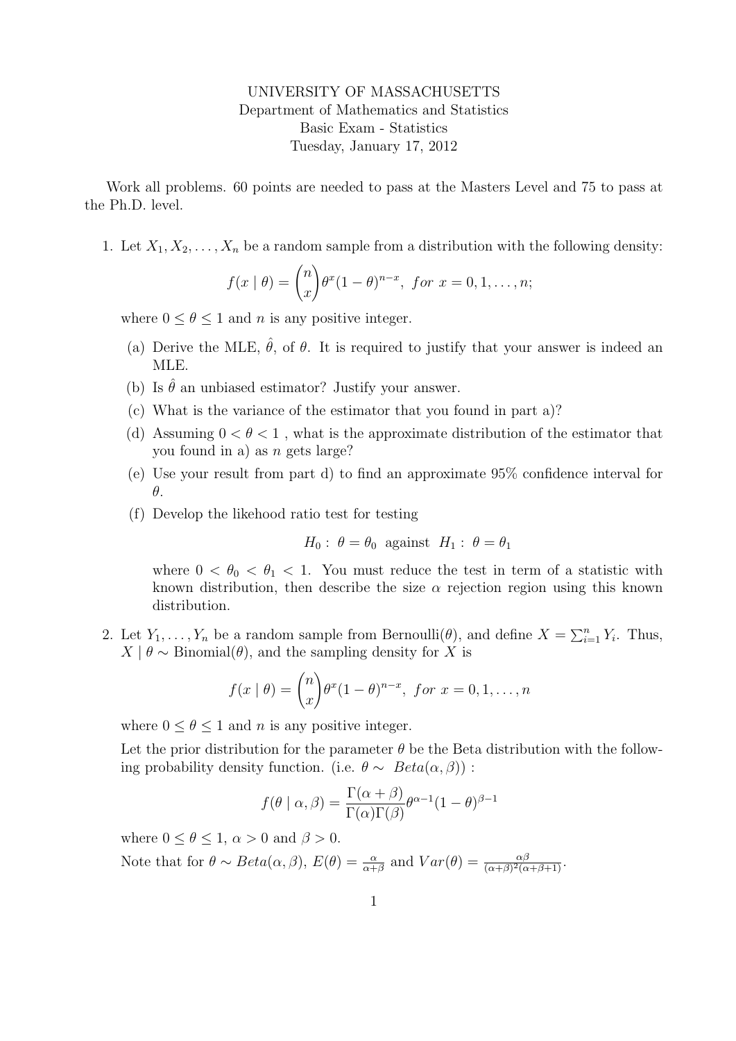UNIVERSITY OF MASSACHUSETTS
Department of Mathematics and Statistics
Basic Exam - Statistics
Tuesday, January 17, 2012

Work all problems. 60 points are needed to pass at the Masters Level and 75 to pass at the Ph.D. level.

1. Let $X_1, X_2, \ldots, X_n$ be a random sample from a distribution with the following density:

$$f(x \mid \theta) = \binom{n}{x} \theta^x (1-\theta)^{n-x}, \ for \ x = 0, 1, \ldots, n;$$

where $0 \le \theta \le 1$ and $n$ is any positive integer.

   (a) Derive the MLE, $\hat{\theta}$, of $\theta$. It is required to justify that your answer is indeed an MLE.

   (b) Is $\hat{\theta}$ an unbiased estimator? Justify your answer.

   (c) What is the variance of the estimator that you found in part a)?

   (d) Assuming $0 < \theta < 1$ , what is the approximate distribution of the estimator that you found in a) as $n$ gets large?

   (e) Use your result from part d) to find an approximate 95% confidence interval for $\theta$.

   (f) Develop the likehood ratio test for testing

$$H_0: \ \theta = \theta_0 \ \text{ against } \ H_1: \ \theta = \theta_1$$

   where $0 < \theta_0 < \theta_1 < 1$. You must reduce the test in term of a statistic with known distribution, then describe the size $\alpha$ rejection region using this known distribution.

2. Let $Y_1, \ldots, Y_n$ be a random sample from Bernoulli($\theta$), and define $X = \sum_{i=1}^{n} Y_i$. Thus, $X \mid \theta \sim$ Binomial($\theta$), and the sampling density for $X$ is

$$f(x \mid \theta) = \binom{n}{x} \theta^x (1-\theta)^{n-x}, \ for \ x = 0, 1, \ldots, n$$

where $0 \le \theta \le 1$ and $n$ is any positive integer.

Let the prior distribution for the parameter $\theta$ be the Beta distribution with the following probability density function. (i.e. $\theta \sim \ Beta(\alpha, \beta)$) :

$$f(\theta \mid \alpha, \beta) = \frac{\Gamma(\alpha + \beta)}{\Gamma(\alpha)\Gamma(\beta)} \theta^{\alpha - 1} (1-\theta)^{\beta - 1}$$

where $0 \le \theta \le 1$, $\alpha > 0$ and $\beta > 0$.

Note that for $\theta \sim Beta(\alpha, \beta)$, $E(\theta) = \frac{\alpha}{\alpha + \beta}$ and $Var(\theta) = \frac{\alpha\beta}{(\alpha+\beta)^2(\alpha+\beta+1)}$.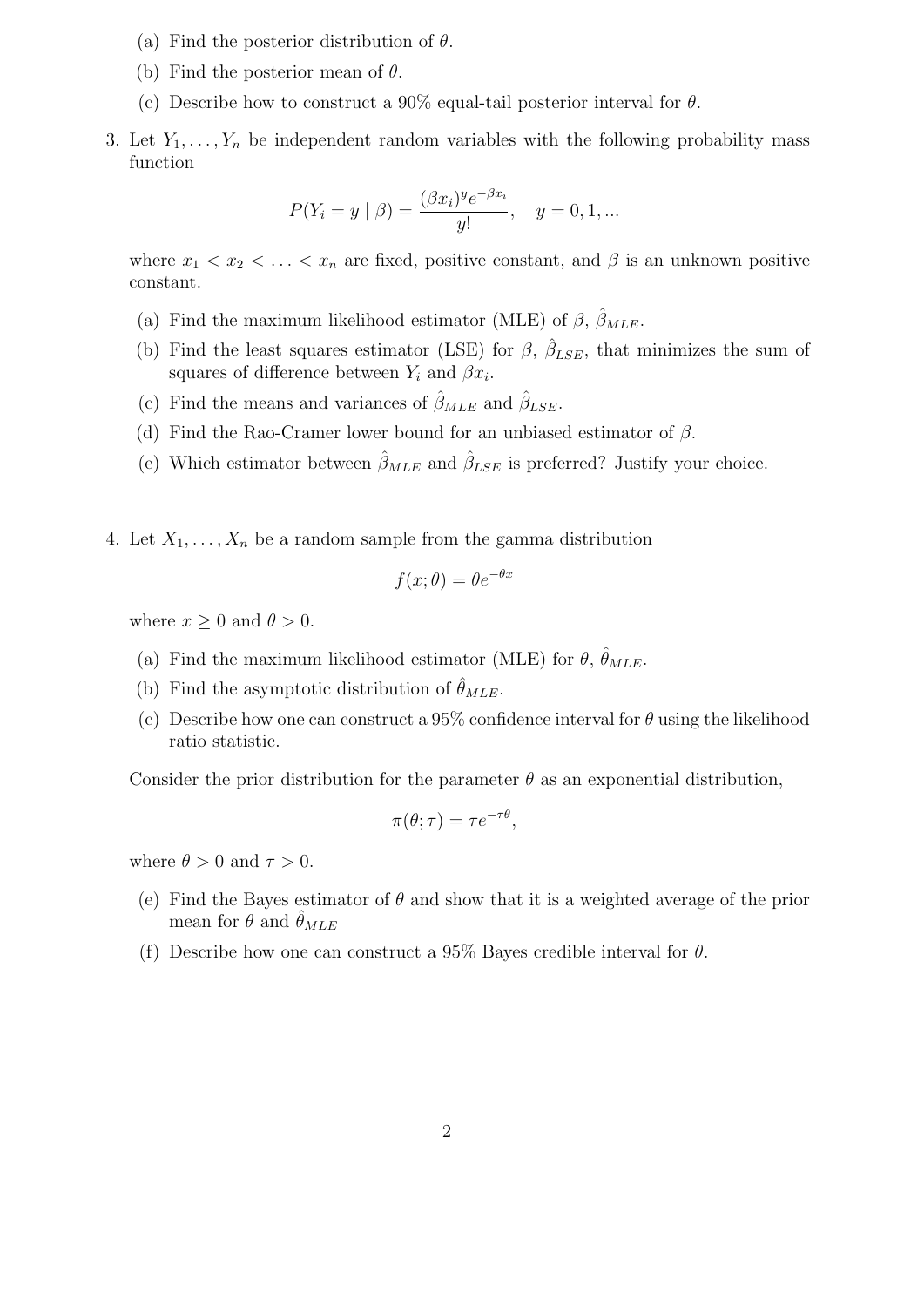(a) Find the posterior distribution of $\theta$.

(b) Find the posterior mean of $\theta$.

(c) Describe how to construct a 90% equal-tail posterior interval for $\theta$.

3. Let $Y_1, \ldots, Y_n$ be independent random variables with the following probability mass function

$$P(Y_i = y \mid \beta) = \frac{(\beta x_i)^y e^{-\beta x_i}}{y!}, \quad y = 0, 1, ...$$

where $x_1 < x_2 < \ldots < x_n$ are fixed, positive constant, and $\beta$ is an unknown positive constant.

(a) Find the maximum likelihood estimator (MLE) of $\beta$, $\hat{\beta}_{MLE}$.

(b) Find the least squares estimator (LSE) for $\beta$, $\hat{\beta}_{LSE}$, that minimizes the sum of squares of difference between $Y_i$ and $\beta x_i$.

(c) Find the means and variances of $\hat{\beta}_{MLE}$ and $\hat{\beta}_{LSE}$.

(d) Find the Rao-Cramer lower bound for an unbiased estimator of $\beta$.

(e) Which estimator between $\hat{\beta}_{MLE}$ and $\hat{\beta}_{LSE}$ is preferred? Justify your choice.

4. Let $X_1, \ldots, X_n$ be a random sample from the gamma distribution

$$f(x; \theta) = \theta e^{-\theta x}$$

where $x \geq 0$ and $\theta > 0$.

(a) Find the maximum likelihood estimator (MLE) for $\theta$, $\hat{\theta}_{MLE}$.

(b) Find the asymptotic distribution of $\hat{\theta}_{MLE}$.

(c) Describe how one can construct a 95% confidence interval for $\theta$ using the likelihood ratio statistic.

Consider the prior distribution for the parameter $\theta$ as an exponential distribution,

$$\pi(\theta; \tau) = \tau e^{-\tau\theta},$$

where $\theta > 0$ and $\tau > 0$.

(e) Find the Bayes estimator of $\theta$ and show that it is a weighted average of the prior mean for $\theta$ and $\hat{\theta}_{MLE}$

(f) Describe how one can construct a 95% Bayes credible interval for $\theta$.